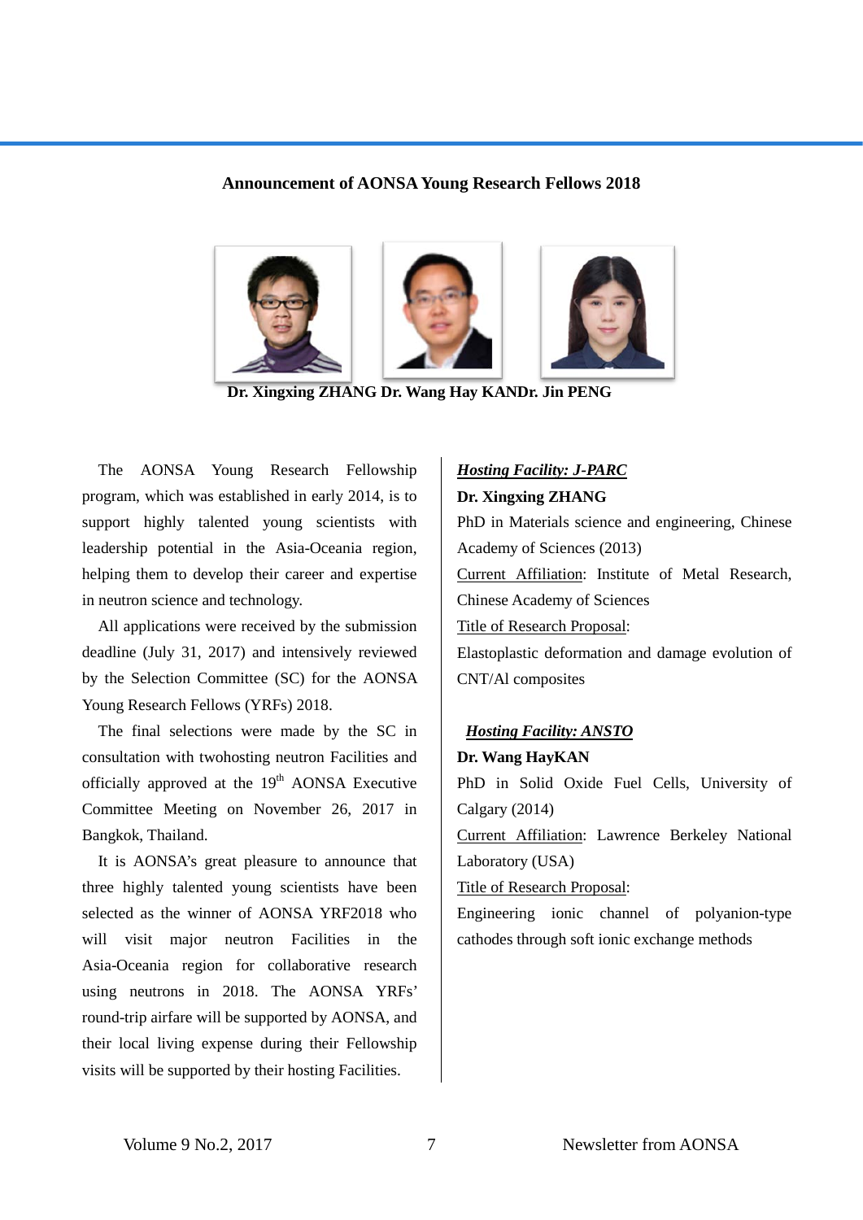**Announcement of AONSA Young Research Fellows 2018**

**Dr. Xingxing ZHANG Dr. Wang Hay KANDr. Jin PENG**

The AONSA Young Research Fellowship program, which was established in early 2014, is to support highly talented young scientists with leadership potential in the Asia-Oceania region, helping them to develop their career and expertise in neutron science and technology.

All applications were received by the submission deadline (July 31, 2017) and intensively reviewed by the Selection Committee (SC) for the AONSA Young Research Fellows (YRFs) 2018.

The final selections were made by the SC in consultation with twohosting neutron Facilities and officially approved at the 19th AONSA Executive Committee Meeting on November 26, 2017 in Bangkok, Thailand.

It is AONSA's great pleasure to announce that three highly talented young scientists have been selected as the winner of AONSA YRF2018 who will visit major neutron Facilities in the Asia-Oceania region for collaborative research using neutrons in 2018. The AONSA YRFs' round-trip airfare will be supported by AONSA, and their local living expense during their Fellowship visits will be supported by their hosting Facilities.

***Hosting Facility: J-PARC***

**Dr. Xingxing ZHANG**

PhD in Materials science and engineering, Chinese Academy of Sciences (2013)

Current Affiliation: Institute of Metal Research, Chinese Academy of Sciences

Title of Research Proposal:

Elastoplastic deformation and damage evolution of CNT/Al composites

***Hosting Facility: ANSTO***

**Dr. Wang HayKAN**

PhD in Solid Oxide Fuel Cells, University of Calgary (2014)

Current Affiliation: Lawrence Berkeley National Laboratory (USA)

Title of Research Proposal:

Engineering ionic channel of polyanion-type cathodes through soft ionic exchange methods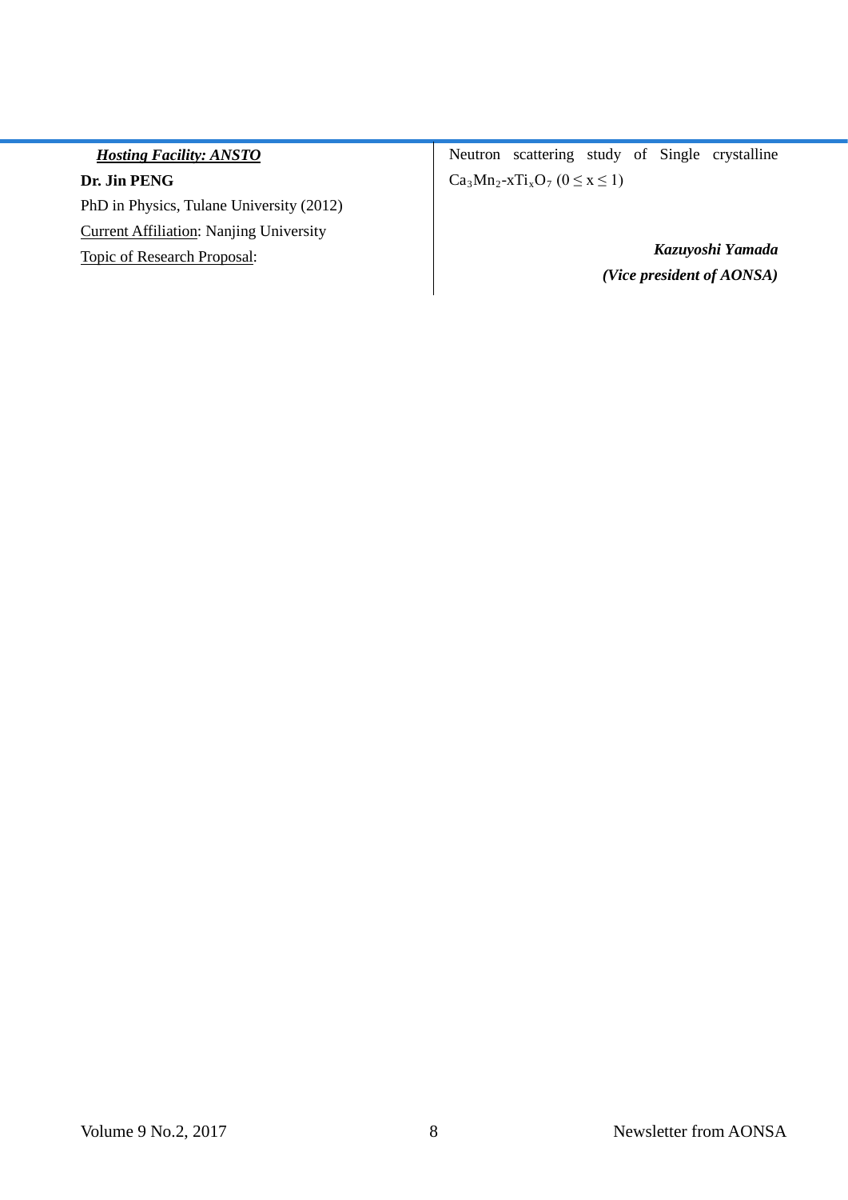***<u>Hosting Facility: ANSTO</u>***

**Dr. Jin PENG**

PhD in Physics, Tulane University (2012)

<u>Current Affiliation</u>: Nanjing University

<u>Topic of Research Proposal</u>: Neutron scattering study of Single crystalline $Ca_3Mn_2$-$xTi_xO_7$ ($0 \leq x \leq 1$)

***Kazuyoshi Yamada***
***(Vice president of AONSA)***